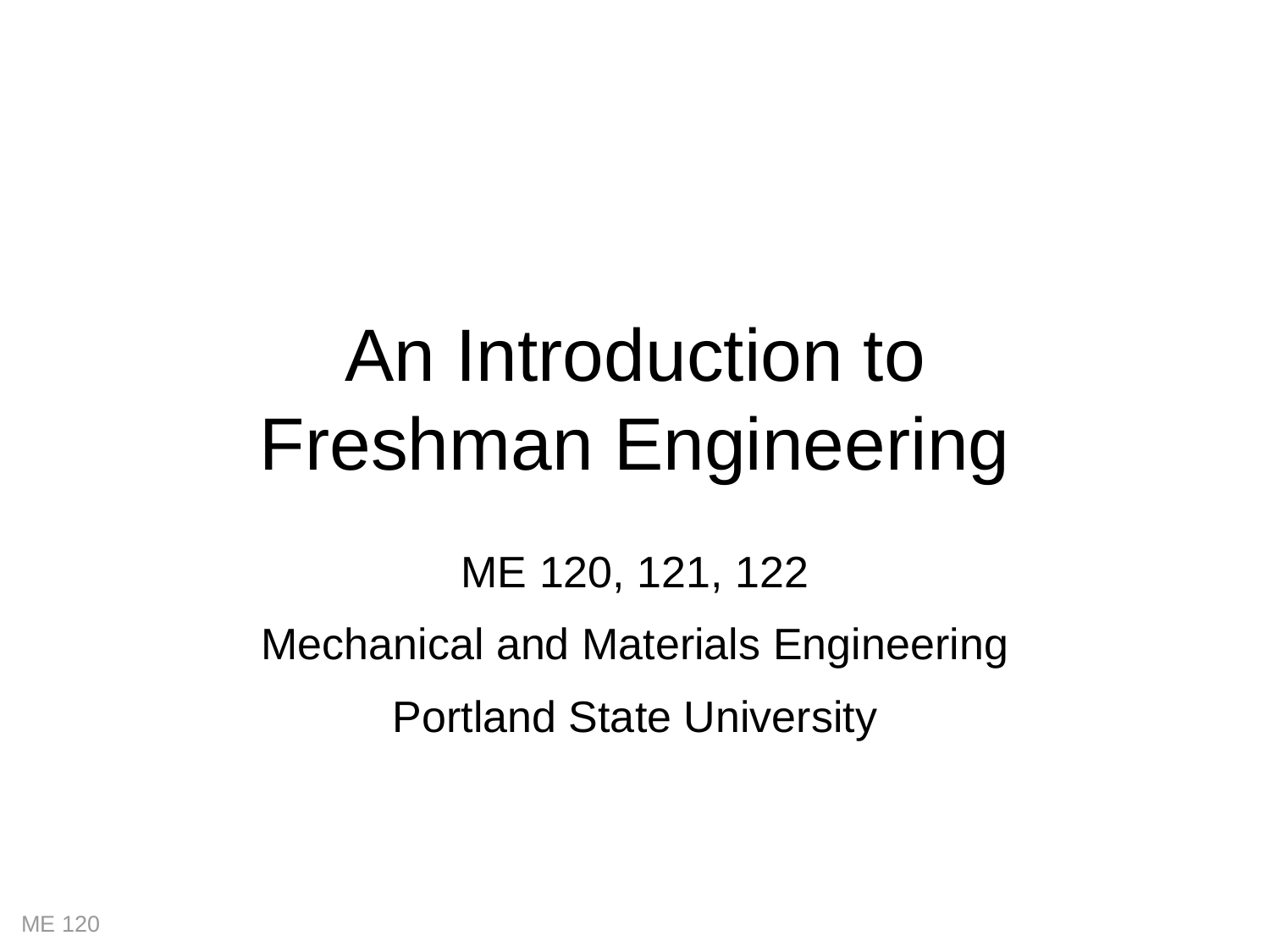# An Introduction to Freshman Engineering

ME 120, 121, 122

Mechanical and Materials Engineering

Portland State University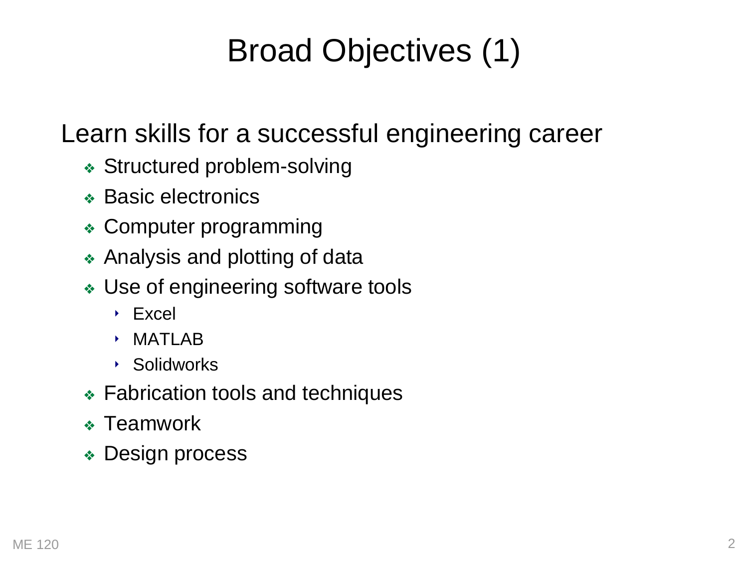# Broad Objectives (1)

Learn skills for a successful engineering career

- Structured problem-solving
- Basic electronics
- Computer programming
- Analysis and plotting of data
- Use of engineering software tools
  - Excel
  - MATLAB
  - Solidworks
- Fabrication tools and techniques
- Teamwork
- Design process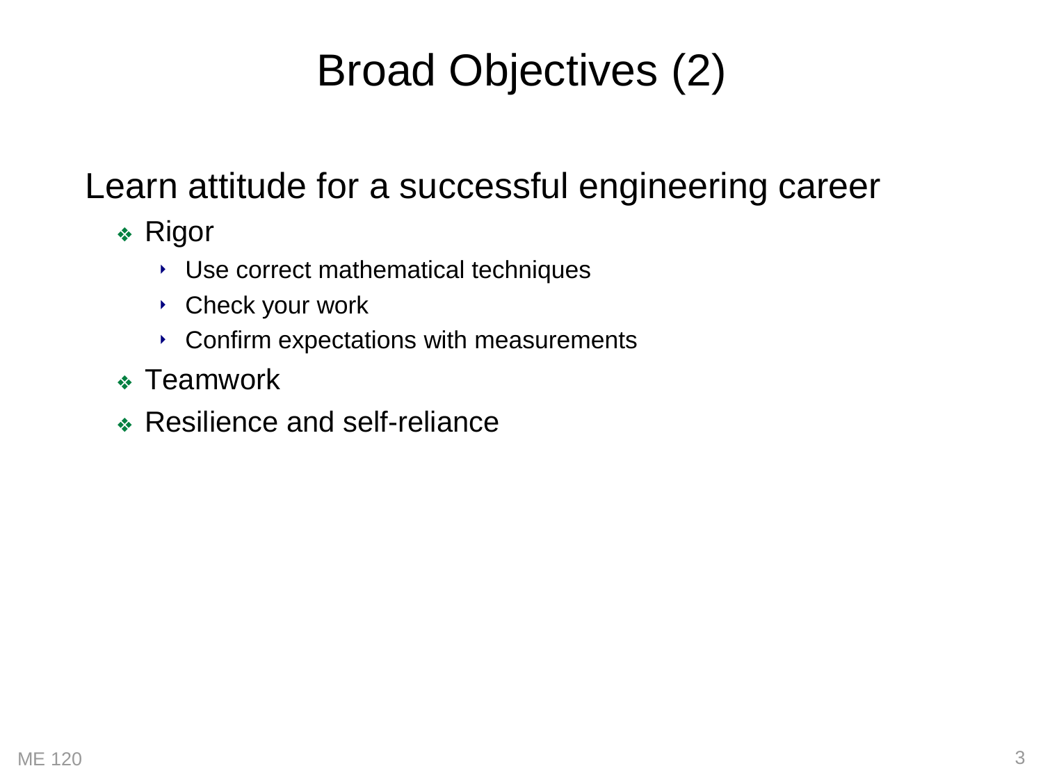# Broad Objectives (2)

Learn attitude for a successful engineering career

- Rigor
  - Use correct mathematical techniques
  - Check your work
  - Confirm expectations with measurements
- Teamwork
- Resilience and self-reliance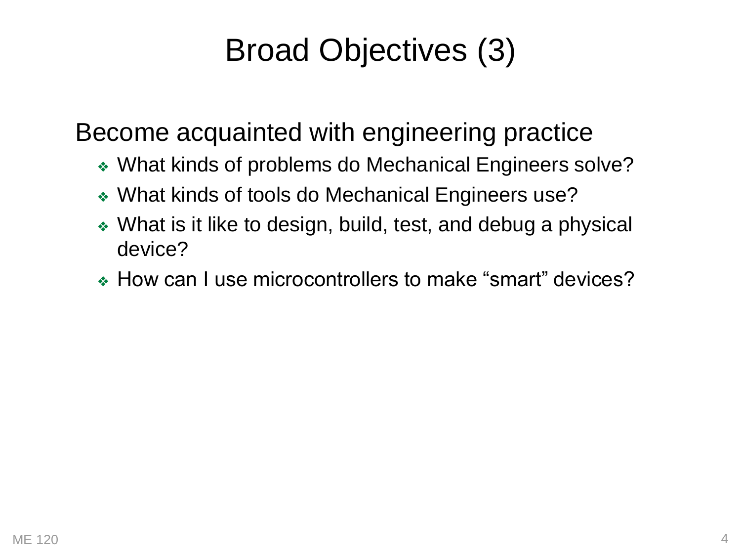# Broad Objectives (3)

Become acquainted with engineering practice

- What kinds of problems do Mechanical Engineers solve?
- What kinds of tools do Mechanical Engineers use?
- What is it like to design, build, test, and debug a physical device?
- How can I use microcontrollers to make “smart” devices?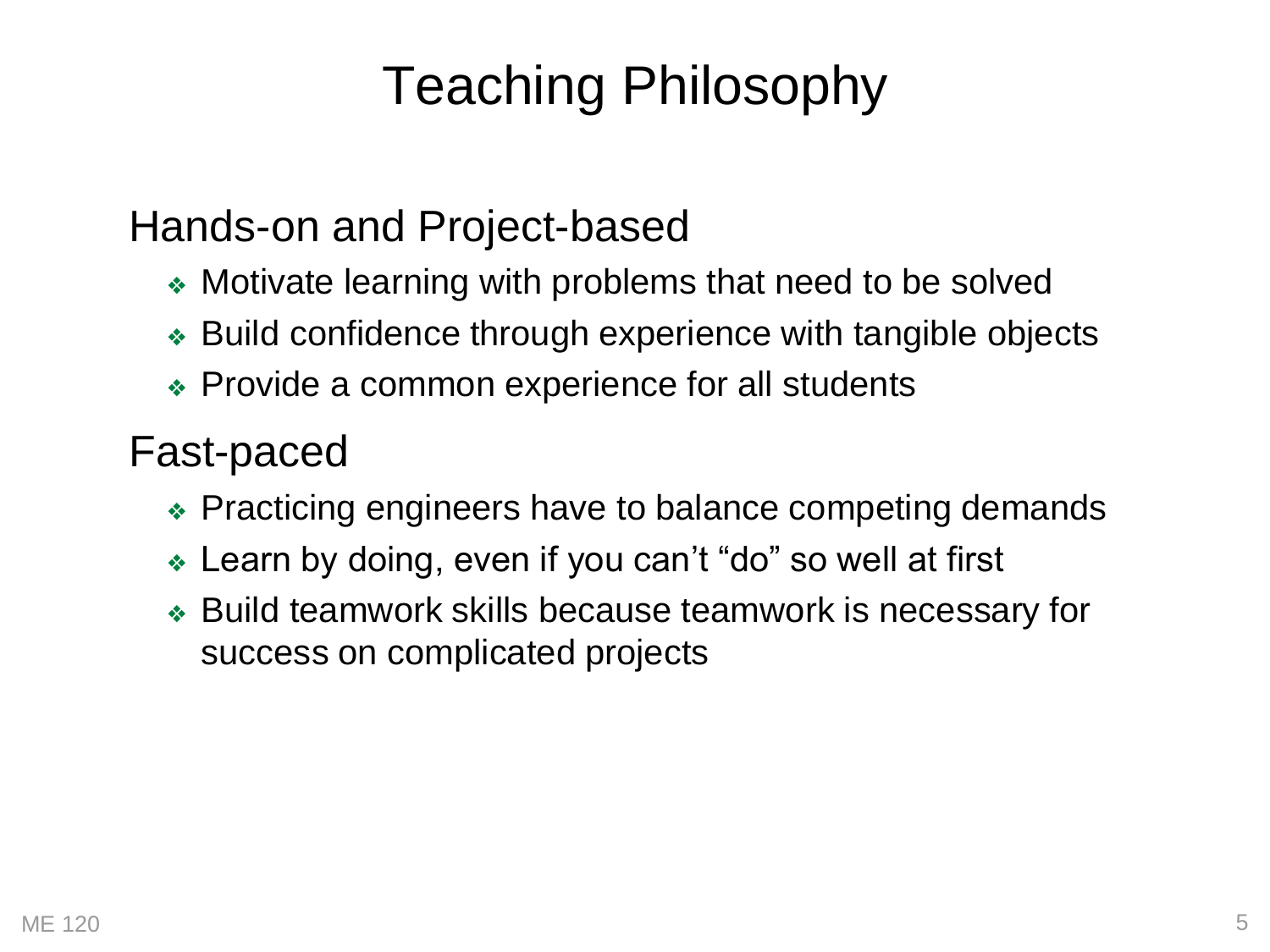# Teaching Philosophy

## Hands-on and Project-based

- Motivate learning with problems that need to be solved
- Build confidence through experience with tangible objects
- Provide a common experience for all students

## Fast-paced

- Practicing engineers have to balance competing demands
- Learn by doing, even if you can't "do" so well at first
- Build teamwork skills because teamwork is necessary for success on complicated projects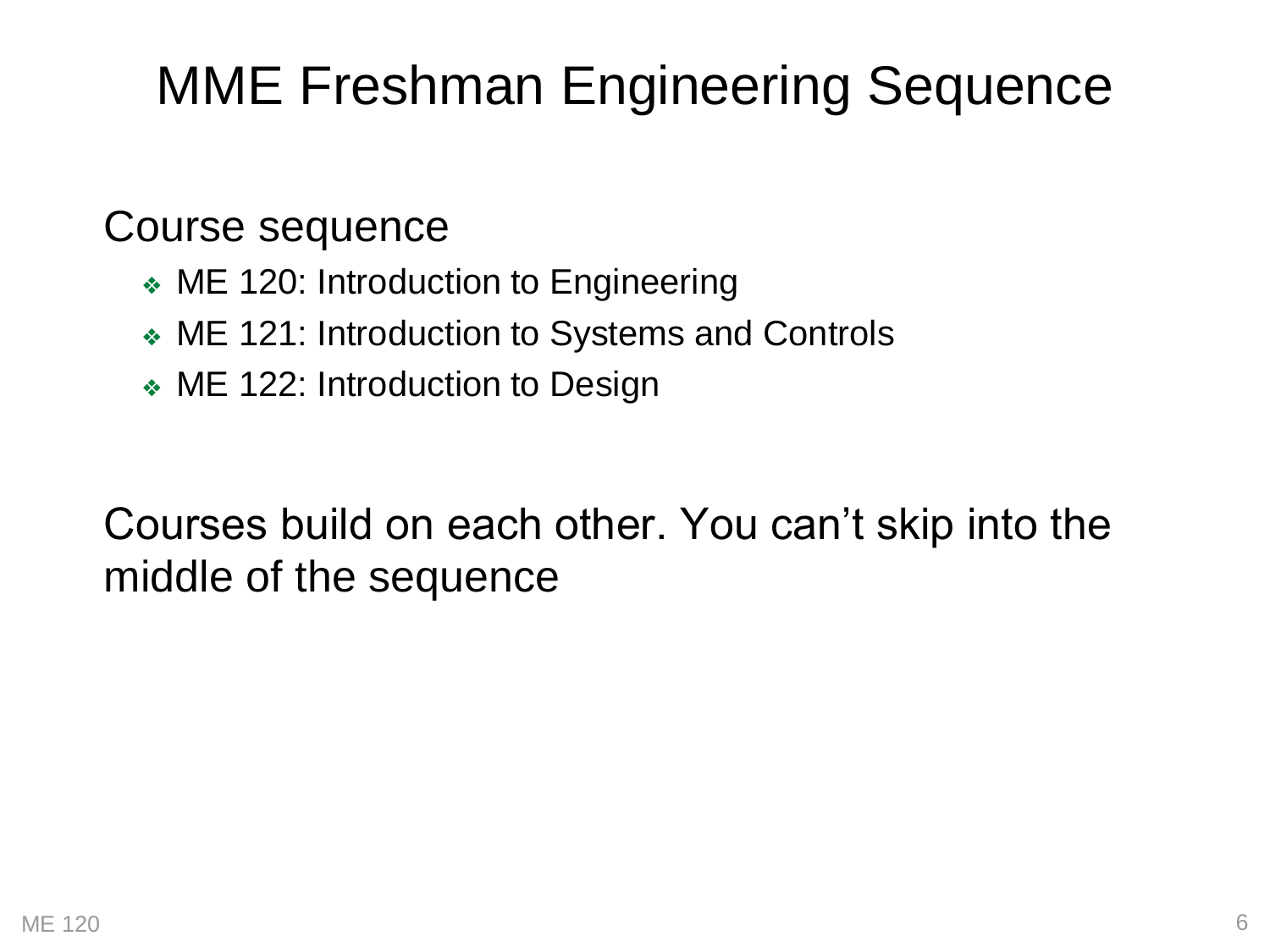# MME Freshman Engineering Sequence

Course sequence

- ME 120: Introduction to Engineering
- ME 121: Introduction to Systems and Controls
- ME 122: Introduction to Design

Courses build on each other. You can’t skip into the middle of the sequence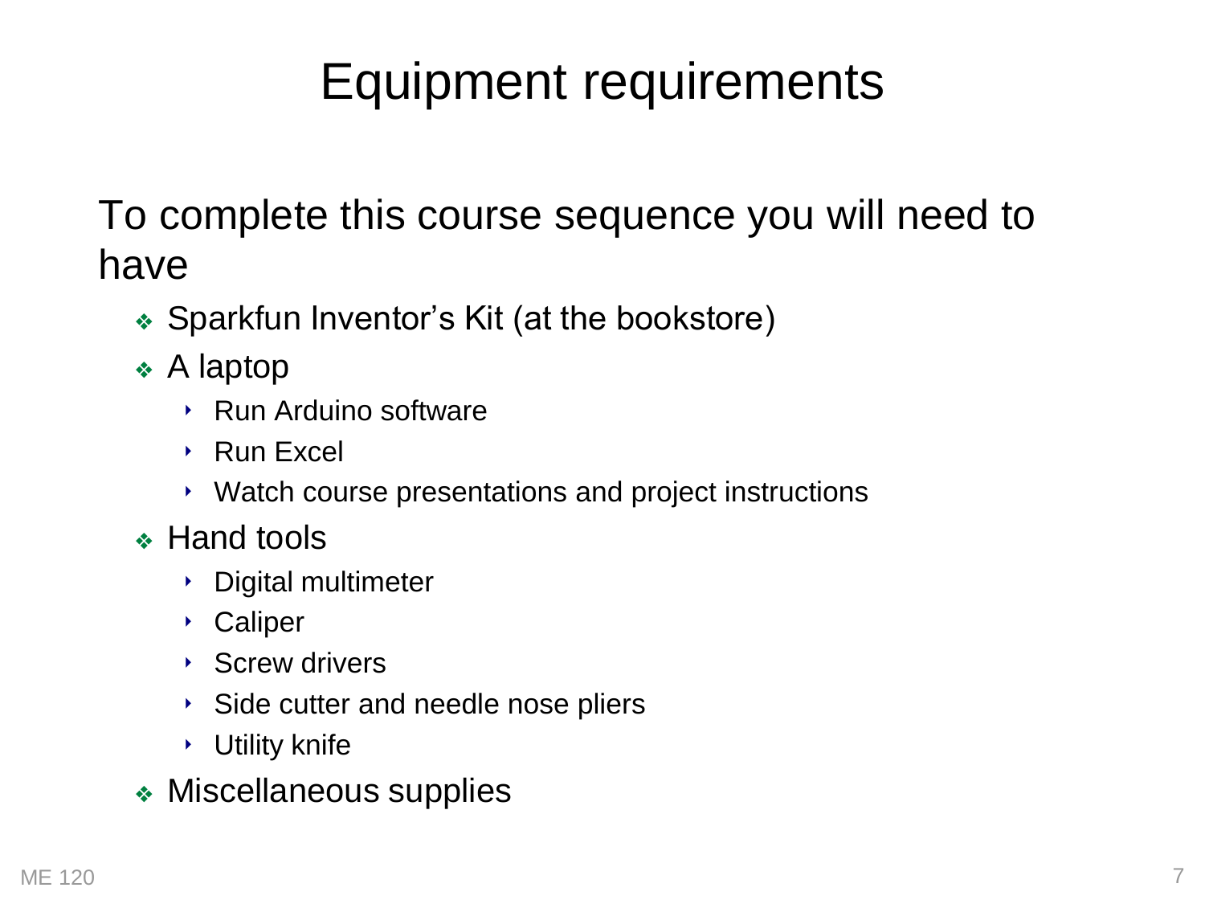# Equipment requirements

To complete this course sequence you will need to have

- Sparkfun Inventor's Kit (at the bookstore)
- A laptop
  - Run Arduino software
  - Run Excel
  - Watch course presentations and project instructions
- Hand tools
  - Digital multimeter
  - Caliper
  - Screw drivers
  - Side cutter and needle nose pliers
  - Utility knife
- Miscellaneous supplies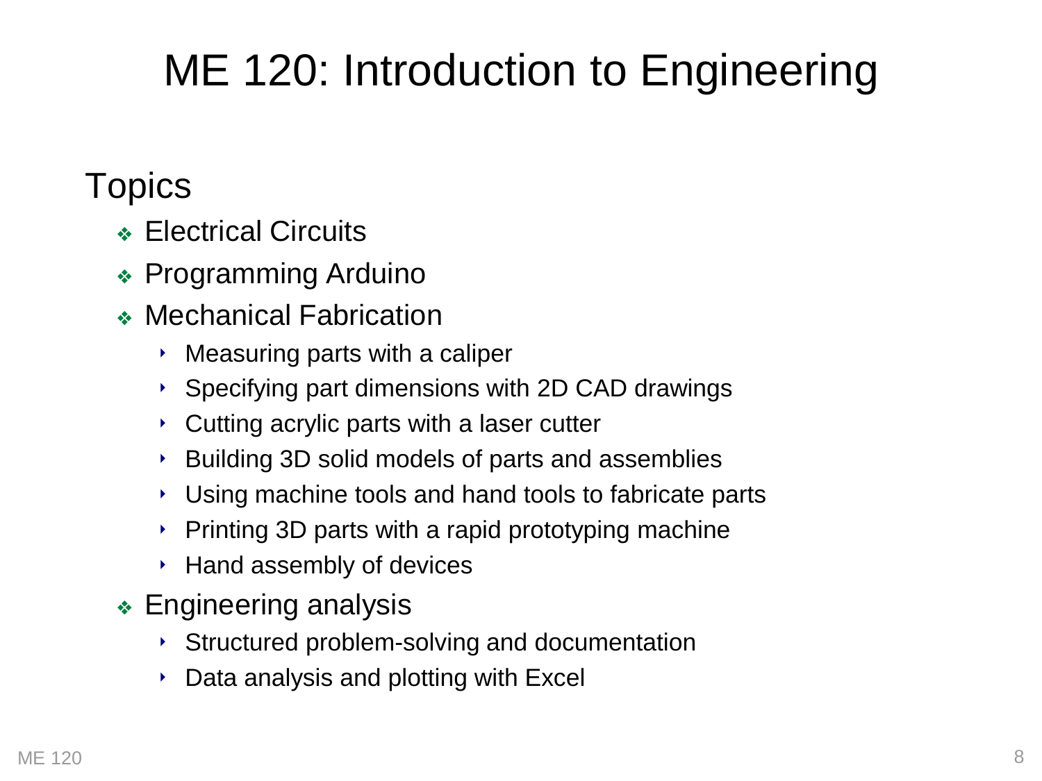# ME 120: Introduction to Engineering

## Topics

- Electrical Circuits
- Programming Arduino
- Mechanical Fabrication
  - Measuring parts with a caliper
  - Specifying part dimensions with 2D CAD drawings
  - Cutting acrylic parts with a laser cutter
  - Building 3D solid models of parts and assemblies
  - Using machine tools and hand tools to fabricate parts
  - Printing 3D parts with a rapid prototyping machine
  - Hand assembly of devices
- Engineering analysis
  - Structured problem-solving and documentation
  - Data analysis and plotting with Excel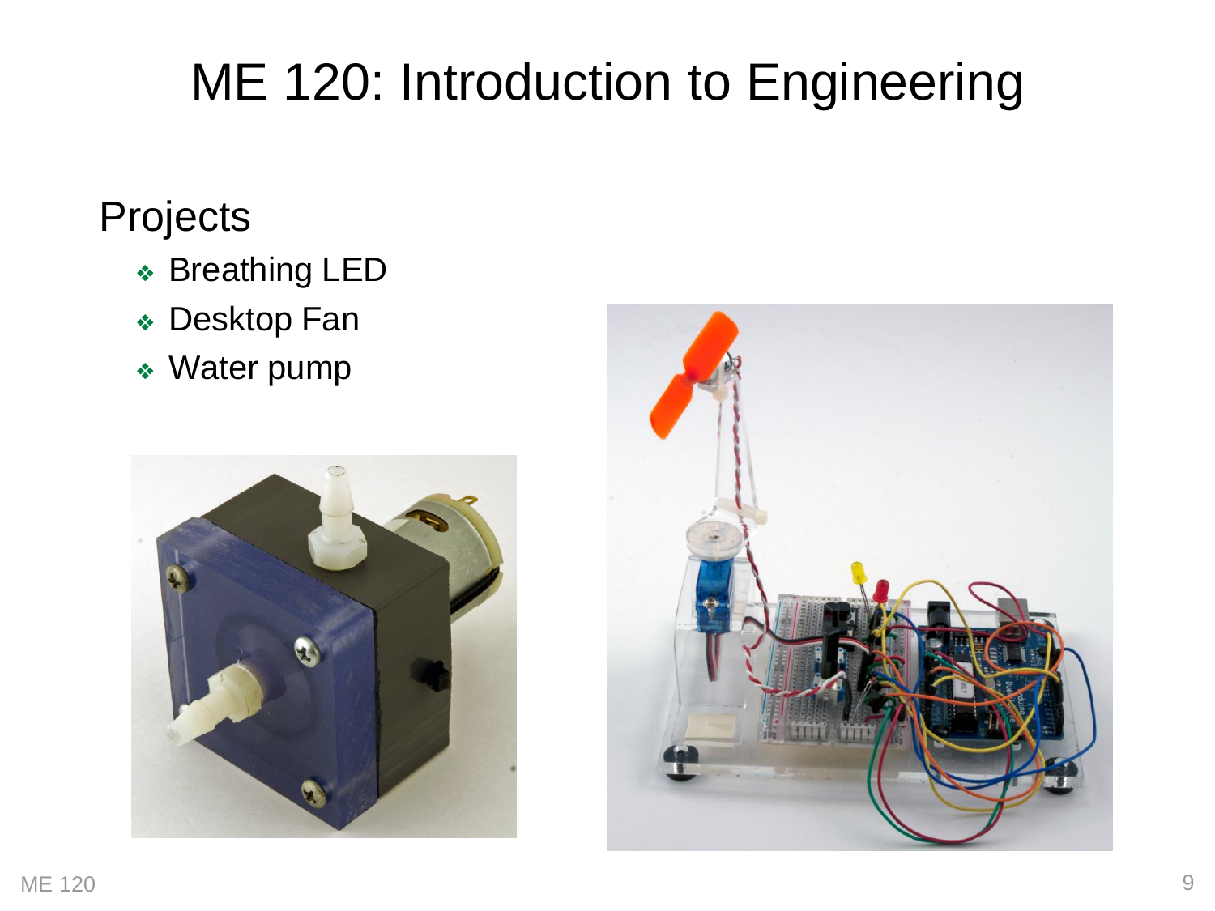# ME 120: Introduction to Engineering

## Projects

- Breathing LED
- Desktop Fan
- Water pump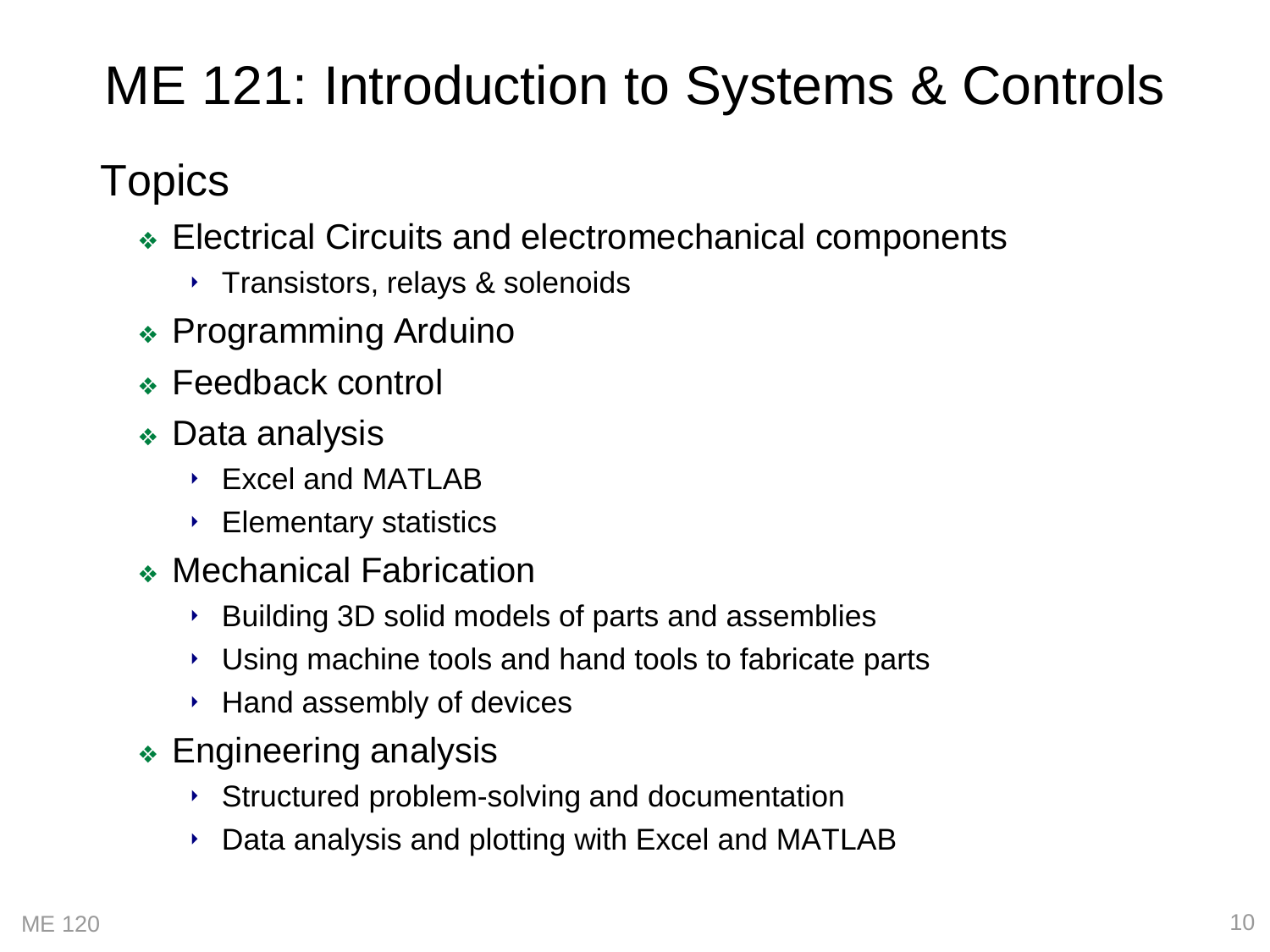# ME 121: Introduction to Systems & Controls

## Topics

- Electrical Circuits and electromechanical components
  - Transistors, relays & solenoids
- Programming Arduino
- Feedback control
- Data analysis
  - Excel and MATLAB
  - Elementary statistics
- Mechanical Fabrication
  - Building 3D solid models of parts and assemblies
  - Using machine tools and hand tools to fabricate parts
  - Hand assembly of devices
- Engineering analysis
  - Structured problem-solving and documentation
  - Data analysis and plotting with Excel and MATLAB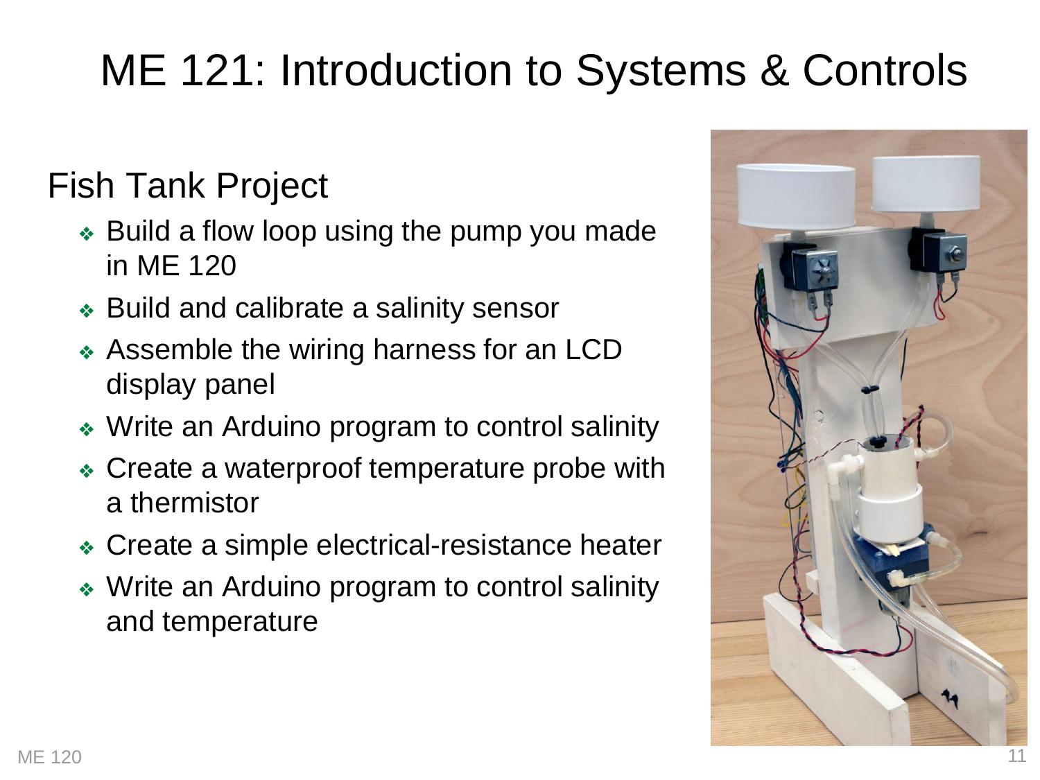# ME 121: Introduction to Systems & Controls

## Fish Tank Project

- Build a flow loop using the pump you made in ME 120
- Build and calibrate a salinity sensor
- Assemble the wiring harness for an LCD display panel
- Write an Arduino program to control salinity
- Create a waterproof temperature probe with a thermistor
- Create a simple electrical-resistance heater
- Write an Arduino program to control salinity and temperature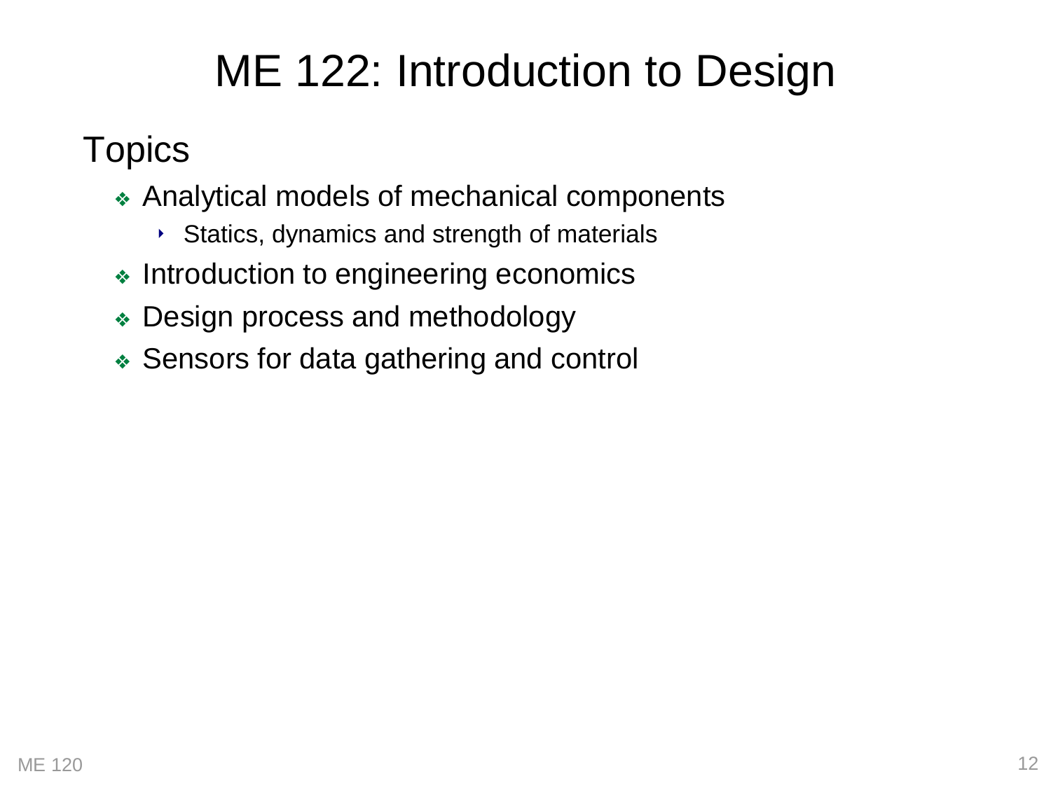# ME 122: Introduction to Design

## Topics

- Analytical models of mechanical components
  - Statics, dynamics and strength of materials
- Introduction to engineering economics
- Design process and methodology
- Sensors for data gathering and control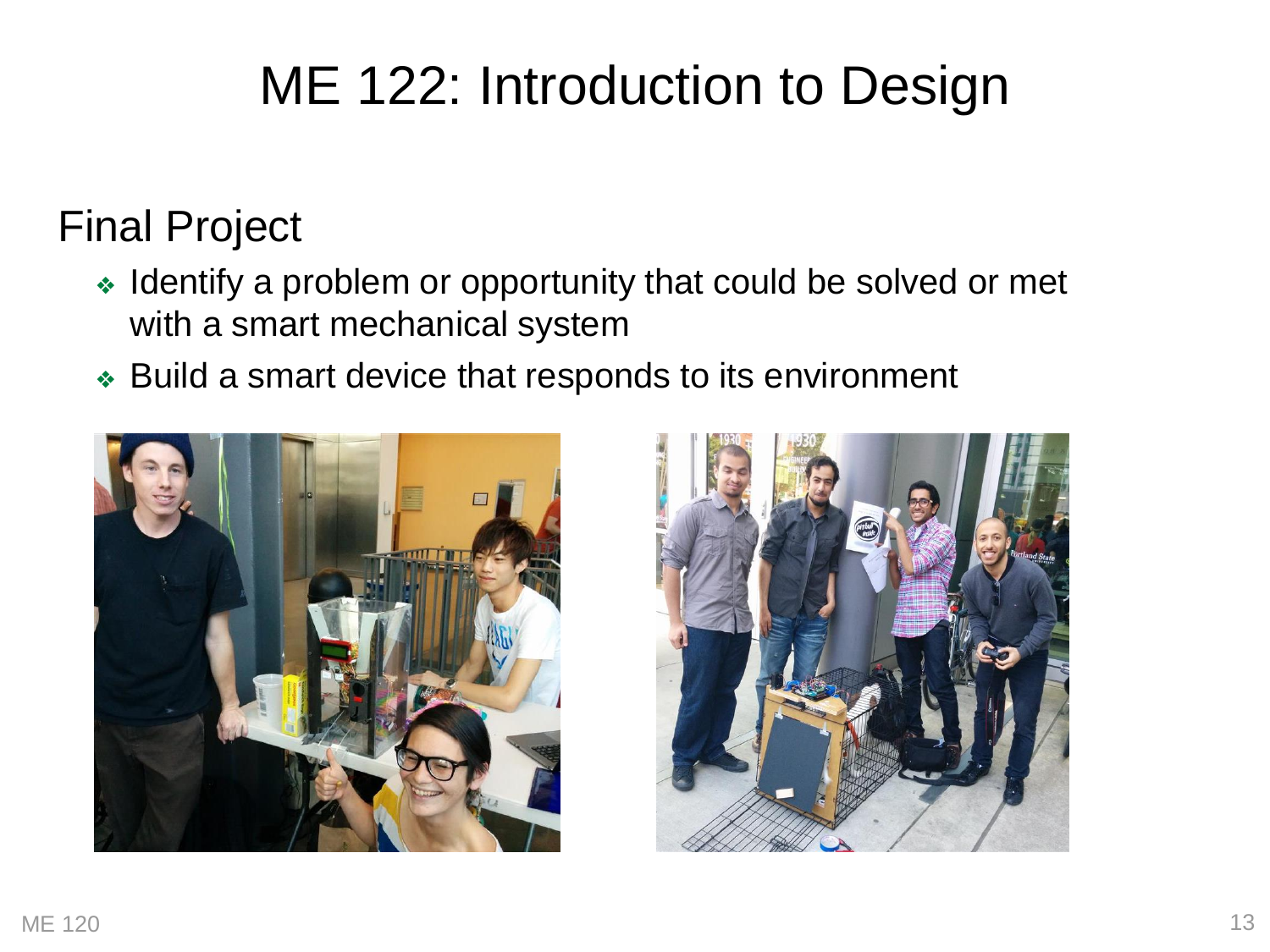# ME 122: Introduction to Design

## Final Project

- Identify a problem or opportunity that could be solved or met with a smart mechanical system
- Build a smart device that responds to its environment